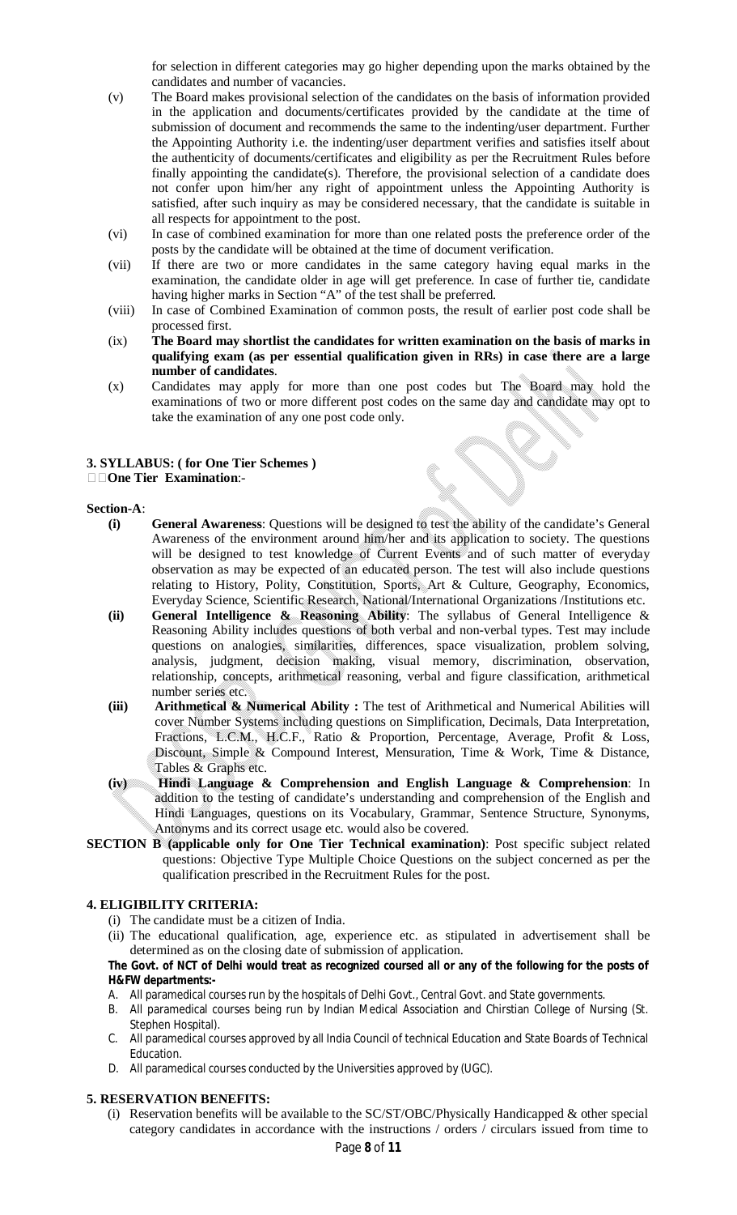for selection in different categories may go higher depending upon the marks obtained by the candidates and number of vacancies.

(v) The Board makes provisional selection of the candidates on the basis of information provided in the application and documents/certificates provided by the candidate at the time of submission of document and recommends the same to the indenting/user department. Further the Appointing Authority i.e. the indenting/user department verifies and satisfies itself about the authenticity of documents/certificates and eligibility as per the Recruitment Rules before finally appointing the candidate(s). Therefore, the provisional selection of a candidate does not confer upon him/her any right of appointment unless the Appointing Authority is satisfied, after such inquiry as may be considered necessary, that the candidate is suitable in all respects for appointment to the post.

(vi) In case of combined examination for more than one related posts the preference order of the posts by the candidate will be obtained at the time of document verification.

(vii) If there are two or more candidates in the same category having equal marks in the examination, the candidate older in age will get preference. In case of further tie, candidate having higher marks in Section "A" of the test shall be preferred.

(viii) In case of Combined Examination of common posts, the result of earlier post code shall be processed first.

(ix) **The Board may shortlist the candidates for written examination on the basis of marks in qualifying exam (as per essential qualification given in RRs) in case there are a large number of candidates**.

(x) Candidates may apply for more than one post codes but The Board may hold the examinations of two or more different post codes on the same day and candidate may opt to take the examination of any one post code only.

## 3. SYLLABUS: ( for One Tier Schemes )

**One Tier Examination**:-

**Section-A**:

**(i) General Awareness**: Questions will be designed to test the ability of the candidate's General Awareness of the environment around him/her and its application to society. The questions will be designed to test knowledge of Current Events and of such matter of everyday observation as may be expected of an educated person. The test will also include questions relating to History, Polity, Constitution, Sports, Art & Culture, Geography, Economics, Everyday Science, Scientific Research, National/International Organizations /Institutions etc.

**(ii) General Intelligence & Reasoning Ability**: The syllabus of General Intelligence & Reasoning Ability includes questions of both verbal and non-verbal types. Test may include questions on analogies, similarities, differences, space visualization, problem solving, analysis, judgment, decision making, visual memory, discrimination, observation, relationship, concepts, arithmetical reasoning, verbal and figure classification, arithmetical number series etc.

**(iii) Arithmetical & Numerical Ability :** The test of Arithmetical and Numerical Abilities will cover Number Systems including questions on Simplification, Decimals, Data Interpretation, Fractions, L.C.M., H.C.F., Ratio & Proportion, Percentage, Average, Profit & Loss, Discount, Simple & Compound Interest, Mensuration, Time & Work, Time & Distance, Tables & Graphs etc.

**(iv) Hindi Language & Comprehension and English Language & Comprehension**: In addition to the testing of candidate's understanding and comprehension of the English and Hindi Languages, questions on its Vocabulary, Grammar, Sentence Structure, Synonyms, Antonyms and its correct usage etc. would also be covered.

**SECTION B (applicable only for One Tier Technical examination)**: Post specific subject related questions: Objective Type Multiple Choice Questions on the subject concerned as per the qualification prescribed in the Recruitment Rules for the post.

## 4. ELIGIBILITY CRITERIA:

(i) The candidate must be a citizen of India.

(ii) The educational qualification, age, experience etc. as stipulated in advertisement shall be determined as on the closing date of submission of application.

**The Govt. of NCT of Delhi would treat as recognized coursed all or any of the following for the posts of H&FW departments:-**

A. All paramedical courses run by the hospitals of Delhi Govt., Central Govt. and State governments.
B. All paramedical courses being run by Indian Medical Association and Chirstian College of Nursing (St. Stephen Hospital).
C. All paramedical courses approved by all India Council of technical Education and State Boards of Technical Education.
D. All paramedical courses conducted by the Universities approved by (UGC).

## 5. RESERVATION BENEFITS:

(i) Reservation benefits will be available to the SC/ST/OBC/Physically Handicapped & other special category candidates in accordance with the instructions / orders / circulars issued from time to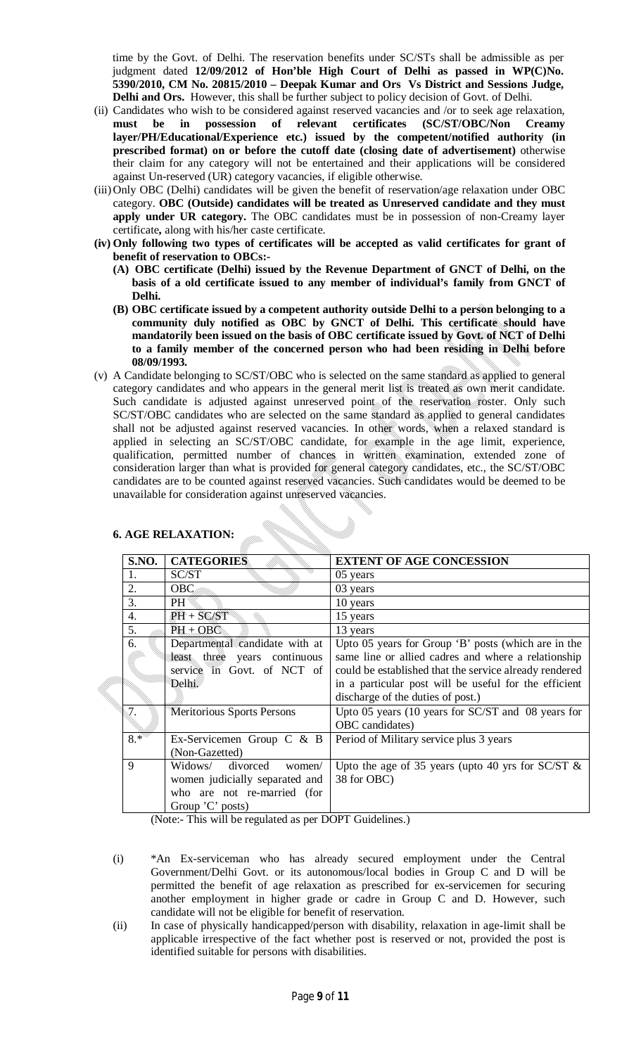time by the Govt. of Delhi. The reservation benefits under SC/STs shall be admissible as per judgment dated **12/09/2012 of Hon'ble High Court of Delhi as passed in WP(C)No. 5390/2010, CM No. 20815/2010 – Deepak Kumar and Ors Vs District and Sessions Judge, Delhi and Ors.** However, this shall be further subject to policy decision of Govt. of Delhi.

(ii) Candidates who wish to be considered against reserved vacancies and /or to seek age relaxation, **must be in possession of relevant certificates (SC/ST/OBC/Non Creamy layer/PH/Educational/Experience etc.) issued by the competent/notified authority (in prescribed format) on or before the cutoff date (closing date of advertisement)** otherwise their claim for any category will not be entertained and their applications will be considered against Un-reserved (UR) category vacancies, if eligible otherwise.

(iii) Only OBC (Delhi) candidates will be given the benefit of reservation/age relaxation under OBC category. **OBC (Outside) candidates will be treated as Unreserved candidate and they must apply under UR category.** The OBC candidates must be in possession of non-Creamy layer certificate**,** along with his/her caste certificate.

**(iv) Only following two types of certificates will be accepted as valid certificates for grant of benefit of reservation to OBCs:-**

**(A) OBC certificate (Delhi) issued by the Revenue Department of GNCT of Delhi, on the basis of a old certificate issued to any member of individual's family from GNCT of Delhi.**

**(B) OBC certificate issued by a competent authority outside Delhi to a person belonging to a community duly notified as OBC by GNCT of Delhi. This certificate should have mandatorily been issued on the basis of OBC certificate issued by Govt. of NCT of Delhi to a family member of the concerned person who had been residing in Delhi before 08/09/1993.**

(v) A Candidate belonging to SC/ST/OBC who is selected on the same standard as applied to general category candidates and who appears in the general merit list is treated as own merit candidate. Such candidate is adjusted against unreserved point of the reservation roster. Only such SC/ST/OBC candidates who are selected on the same standard as applied to general candidates shall not be adjusted against reserved vacancies. In other words, when a relaxed standard is applied in selecting an SC/ST/OBC candidate, for example in the age limit, experience, qualification, permitted number of chances in written examination, extended zone of consideration larger than what is provided for general category candidates, etc., the SC/ST/OBC candidates are to be counted against reserved vacancies. Such candidates would be deemed to be unavailable for consideration against unreserved vacancies.

## 6. AGE RELAXATION:

| S.NO. | CATEGORIES | EXTENT OF AGE CONCESSION |
|---|---|---|
| 1. | SC/ST | 05 years |
| 2. | OBC | 03 years |
| 3. | PH | 10 years |
| 4. | PH + SC/ST | 15 years |
| 5. | PH + OBC | 13 years |
| 6. | Departmental candidate with at least three years continuous service in Govt. of NCT of Delhi. | Upto 05 years for Group 'B' posts (which are in the same line or allied cadres and where a relationship could be established that the service already rendered in a particular post will be useful for the efficient discharge of the duties of post.) |
| 7. | Meritorious Sports Persons | Upto 05 years (10 years for SC/ST and 08 years for OBC candidates) |
| 8.* | Ex-Servicemen Group C & B (Non-Gazetted) | Period of Military service plus 3 years |
| 9 | Widows/ divorced women/ women judicially separated and who are not re-married (for Group 'C' posts) | Upto the age of 35 years (upto 40 yrs for SC/ST & 38 for OBC) |

(Note:- This will be regulated as per DOPT Guidelines.)

(i) *An Ex-serviceman who has already secured employment under the Central Government/Delhi Govt. or its autonomous/local bodies in Group C and D will be permitted the benefit of age relaxation as prescribed for ex-servicemen for securing another employment in higher grade or cadre in Group C and D. However, such candidate will not be eligible for benefit of reservation.

(ii) In case of physically handicapped/person with disability, relaxation in age-limit shall be applicable irrespective of the fact whether post is reserved or not, provided the post is identified suitable for persons with disabilities.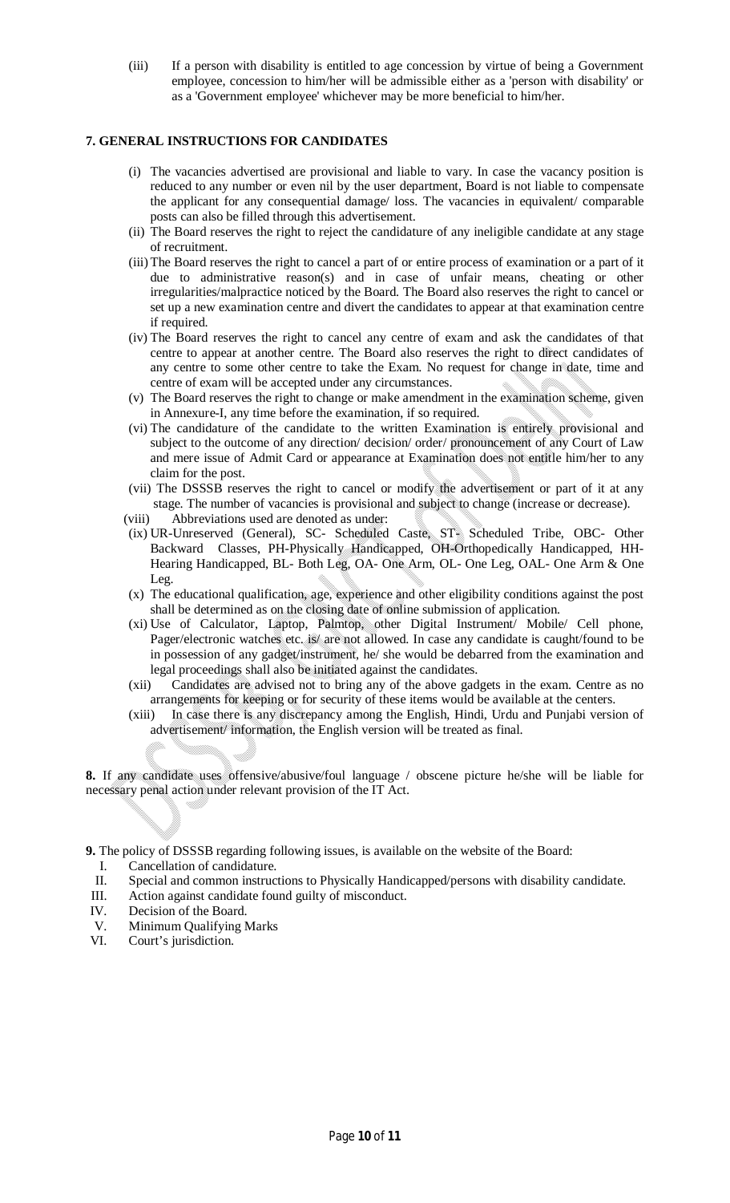(iii) If a person with disability is entitled to age concession by virtue of being a Government employee, concession to him/her will be admissible either as a 'person with disability' or as a 'Government employee' whichever may be more beneficial to him/her.

**7. GENERAL INSTRUCTIONS FOR CANDIDATES**

(i) The vacancies advertised are provisional and liable to vary. In case the vacancy position is reduced to any number or even nil by the user department, Board is not liable to compensate the applicant for any consequential damage/ loss. The vacancies in equivalent/ comparable posts can also be filled through this advertisement.

(ii) The Board reserves the right to reject the candidature of any ineligible candidate at any stage of recruitment.

(iii) The Board reserves the right to cancel a part of or entire process of examination or a part of it due to administrative reason(s) and in case of unfair means, cheating or other irregularities/malpractice noticed by the Board. The Board also reserves the right to cancel or set up a new examination centre and divert the candidates to appear at that examination centre if required.

(iv) The Board reserves the right to cancel any centre of exam and ask the candidates of that centre to appear at another centre. The Board also reserves the right to direct candidates of any centre to some other centre to take the Exam. No request for change in date, time and centre of exam will be accepted under any circumstances.

(v) The Board reserves the right to change or make amendment in the examination scheme, given in Annexure-I, any time before the examination, if so required.

(vi) The candidature of the candidate to the written Examination is entirely provisional and subject to the outcome of any direction/ decision/ order/ pronouncement of any Court of Law and mere issue of Admit Card or appearance at Examination does not entitle him/her to any claim for the post.

(vii) The DSSSB reserves the right to cancel or modify the advertisement or part of it at any stage. The number of vacancies is provisional and subject to change (increase or decrease).

(viii) Abbreviations used are denoted as under:

(ix) UR-Unreserved (General), SC- Scheduled Caste, ST- Scheduled Tribe, OBC- Other Backward Classes, PH-Physically Handicapped, OH-Orthopedically Handicapped, HH-Hearing Handicapped, BL- Both Leg, OA- One Arm, OL- One Leg, OAL- One Arm & One Leg.

(x) The educational qualification, age, experience and other eligibility conditions against the post shall be determined as on the closing date of online submission of application.

(xi) Use of Calculator, Laptop, Palmtop, other Digital Instrument/ Mobile/ Cell phone, Pager/electronic watches etc. is/ are not allowed. In case any candidate is caught/found to be in possession of any gadget/instrument, he/ she would be debarred from the examination and legal proceedings shall also be initiated against the candidates.

(xii) Candidates are advised not to bring any of the above gadgets in the exam. Centre as no arrangements for keeping or for security of these items would be available at the centers.

(xiii) In case there is any discrepancy among the English, Hindi, Urdu and Punjabi version of advertisement/ information, the English version will be treated as final.

**8.** If any candidate uses offensive/abusive/foul language / obscene picture he/she will be liable for necessary penal action under relevant provision of the IT Act.

**9.** The policy of DSSSB regarding following issues, is available on the website of the Board:

I. Cancellation of candidature.
II. Special and common instructions to Physically Handicapped/persons with disability candidate.
III. Action against candidate found guilty of misconduct.
IV. Decision of the Board.
V. Minimum Qualifying Marks
VI. Court's jurisdiction.